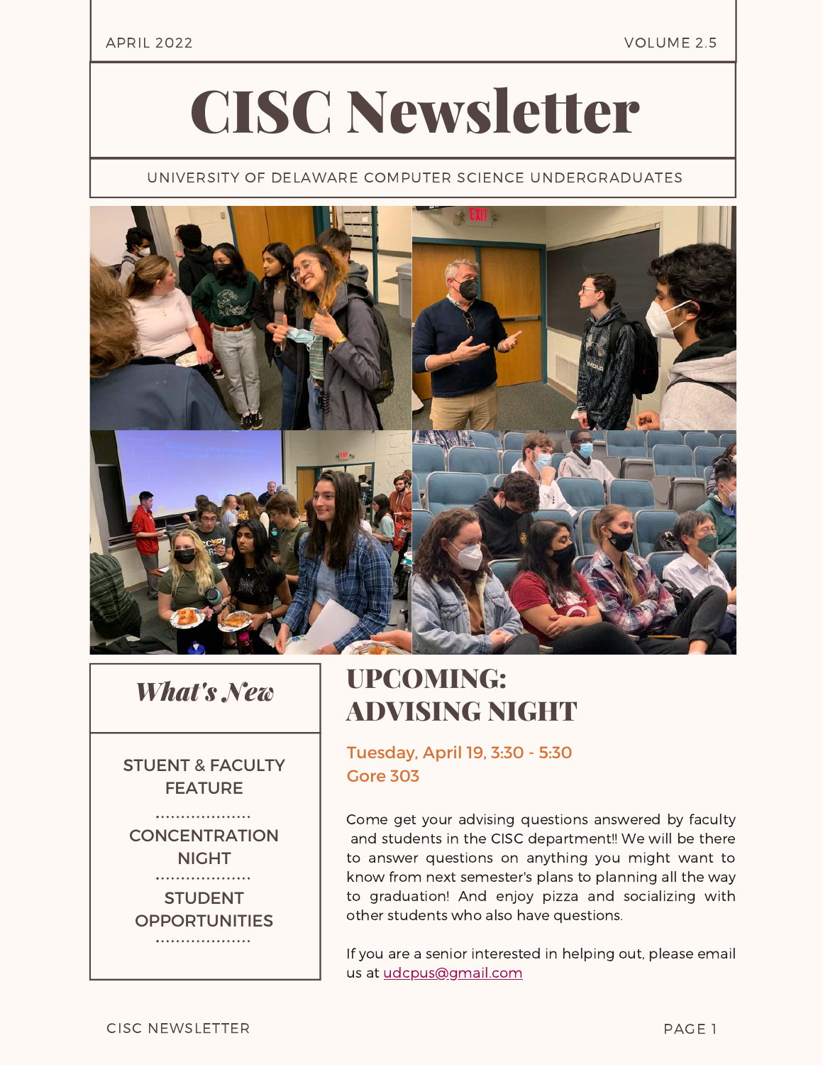APRIL 2022 VOLUME 2.5

# CISC Newsletter

UNIVERSITY OF DELAWARE COMPUTER SCIENCE UNDERGRADUATES

## *What's New*

STUENT & FACULTY FEATURE

CONCENTRATION NIGHT

STUDENT OPPORTUNITIES

## UPCOMING: ADVISING NIGHT

**Tuesday, April 19, 3:30 - 5:30**
**Gore 303**

Come get your advising questions answered by faculty and students in the CISC department!! We will be there to answer questions on anything you might want to know from next semester's plans to planning all the way to graduation! And enjoy pizza and socializing with other students who also have questions.

If you are a senior interested in helping out, please email us at udcpus@gmail.com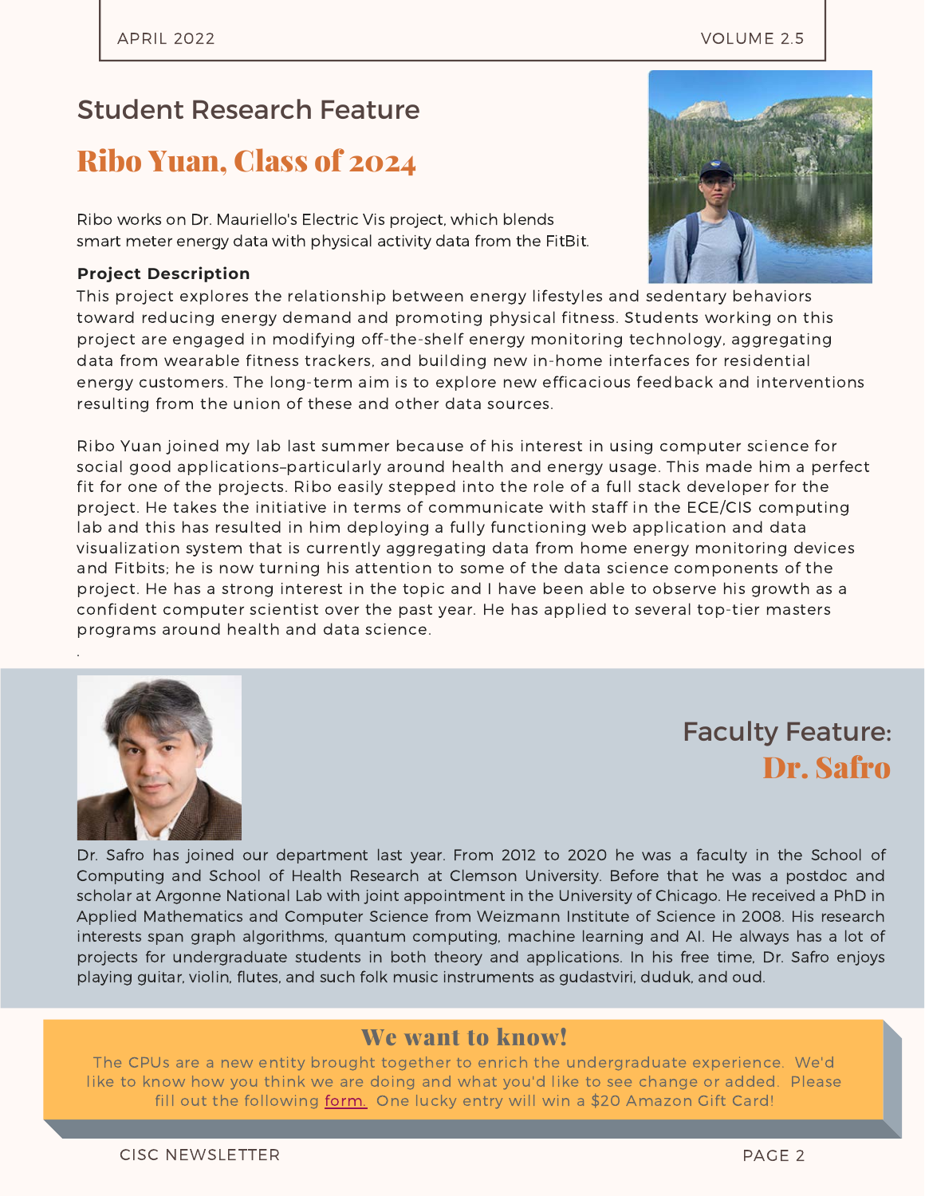## Student Research Feature

# Ribo Yuan, Class of 2024

Ribo works on Dr. Mauriello's Electric Vis project, which blends smart meter energy data with physical activity data from the FitBit.

**Project Description**

This project explores the relationship between energy lifestyles and sedentary behaviors toward reducing energy demand and promoting physical fitness. Students working on this project are engaged in modifying off-the-shelf energy monitoring technology, aggregating data from wearable fitness trackers, and building new in-home interfaces for residential energy customers. The long-term aim is to explore new efficacious feedback and interventions resulting from the union of these and other data sources.

Ribo Yuan joined my lab last summer because of his interest in using computer science for social good applications–particularly around health and energy usage. This made him a perfect fit for one of the projects. Ribo easily stepped into the role of a full stack developer for the project. He takes the initiative in terms of communicate with staff in the ECE/CIS computing lab and this has resulted in him deploying a fully functioning web application and data visualization system that is currently aggregating data from home energy monitoring devices and Fitbits; he is now turning his attention to some of the data science components of the project. He has a strong interest in the topic and I have been able to observe his growth as a confident computer scientist over the past year. He has applied to several top-tier masters programs around health and data science.

## Faculty Feature: Dr. Safro

Dr. Safro has joined our department last year. From 2012 to 2020 he was a faculty in the School of Computing and School of Health Research at Clemson University. Before that he was a postdoc and scholar at Argonne National Lab with joint appointment in the University of Chicago. He received a PhD in Applied Mathematics and Computer Science from Weizmann Institute of Science in 2008. His research interests span graph algorithms, quantum computing, machine learning and AI. He always has a lot of projects for undergraduate students in both theory and applications. In his free time, Dr. Safro enjoys playing guitar, violin, flutes, and such folk music instruments as gudastviri, duduk, and oud.

## We want to know!

The CPUs are a new entity brought together to enrich the undergraduate experience. We'd like to know how you think we are doing and what you'd like to see change or added. Please fill out the following form. One lucky entry will win a $20 Amazon Gift Card!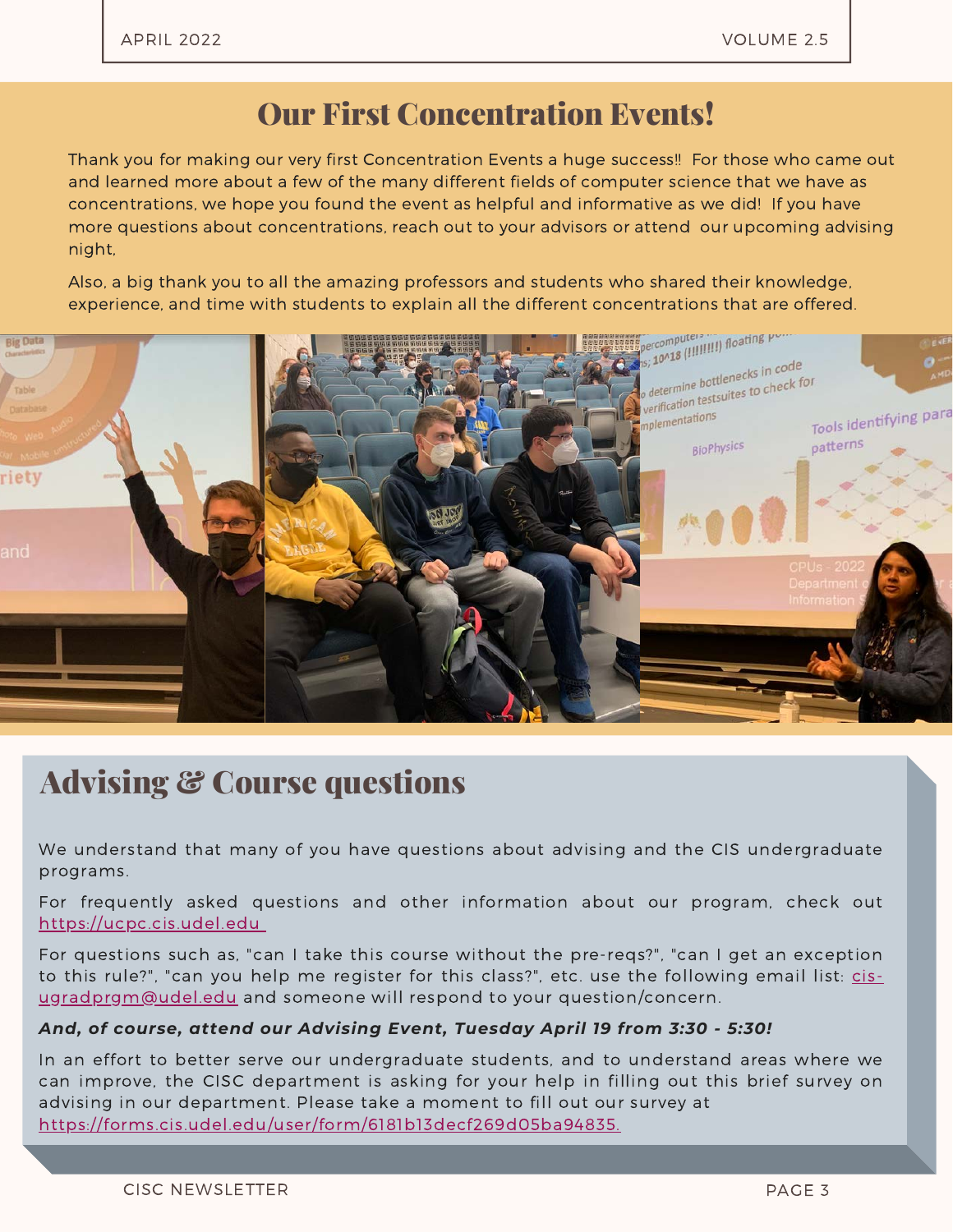# Our First Concentration Events!

Thank you for making our very first Concentration Events a huge success!! For those who came out and learned more about a few of the many different fields of computer science that we have as concentrations, we hope you found the event as helpful and informative as we did! If you have more questions about concentrations, reach out to your advisors or attend our upcoming advising night,

Also, a big thank you to all the amazing professors and students who shared their knowledge, experience, and time with students to explain all the different concentrations that are offered.

# Advising & Course questions

We understand that many of you have questions about advising and the CIS undergraduate programs.

For frequently asked questions and other information about our program, check out https://ucpc.cis.udel.edu

For questions such as, "can I take this course without the pre-reqs?", "can I get an exception to this rule?", "can you help me register for this class?", etc. use the following email list: cis-ugradprgm@udel.edu and someone will respond to your question/concern.

***And, of course, attend our Advising Event, Tuesday April 19 from 3:30 - 5:30!***

In an effort to better serve our undergraduate students, and to understand areas where we can improve, the CISC department is asking for your help in filling out this brief survey on advising in our department. Please take a moment to fill out our survey at https://forms.cis.udel.edu/user/form/6181b13decf269d05ba94835.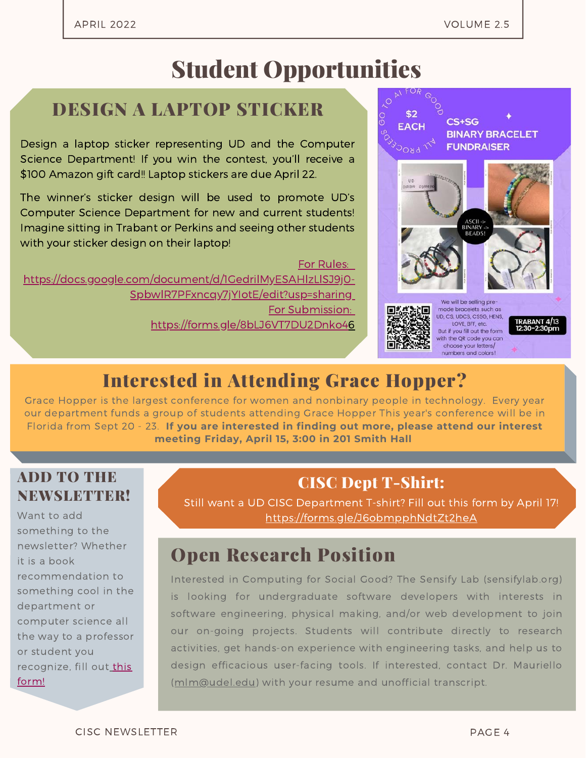# Student Opportunities

## DESIGN A LAPTOP STICKER

Design a laptop sticker representing UD and the Computer Science Department! If you win the contest, you'll receive a $100 Amazon gift card!! Laptop stickers are due April 22.

The winner's sticker design will be used to promote UD's Computer Science Department for new and current students! Imagine sitting in Trabant or Perkins and seeing other students with your sticker design on their laptop!

For Rules: https://docs.google.com/document/d/1GedrilMyESAHlzLlSJ9j0-SpbwlR7PFxncqy7jYlotE/edit?usp=sharing

For Submission: https://forms.gle/8bLJ6VT7DU2Dnko46

ALL PROCEEDS GO TO AI FOR GOOD

$2 EACH

CS+SG BINARY BRACELET FUNDRAISER

ASCII -> BINARY -> BEADS!

We will be selling pre-made bracelets such as UD, CS, UDCS, CSSG, HENS, LOVE, BFF, etc. But if you fill out the form with the QR code you can choose your letters/numbers and colors!

TRABANT 4/13 12:30-2:30pm

## Interested in Attending Grace Hopper?

Grace Hopper is the largest conference for women and nonbinary people in technology. Every year our department funds a group of students attending Grace Hopper This year's conference will be in Florida from Sept 20 - 23. **If you are interested in finding out more, please attend our interest meeting Friday, April 15, 3:00 in 201 Smith Hall**

## ADD TO THE NEWSLETTER!

Want to add something to the newsletter? Whether it is a book recommendation to something cool in the department or computer science all the way to a professor or student you recognize, fill out this form!

## CISC Dept T-Shirt:

Still want a UD CISC Department T-shirt? Fill out this form by April 17! https://forms.gle/J6obmpphNdtZt2heA

## Open Research Position

Interested in Computing for Social Good? The Sensify Lab (sensifylab.org) is looking for undergraduate software developers with interests in software engineering, physical making, and/or web development to join our on-going projects. Students will contribute directly to research activities, get hands-on experience with engineering tasks, and help us to design efficacious user-facing tools. If interested, contact Dr. Mauriello (mlm@udel.edu) with your resume and unofficial transcript.